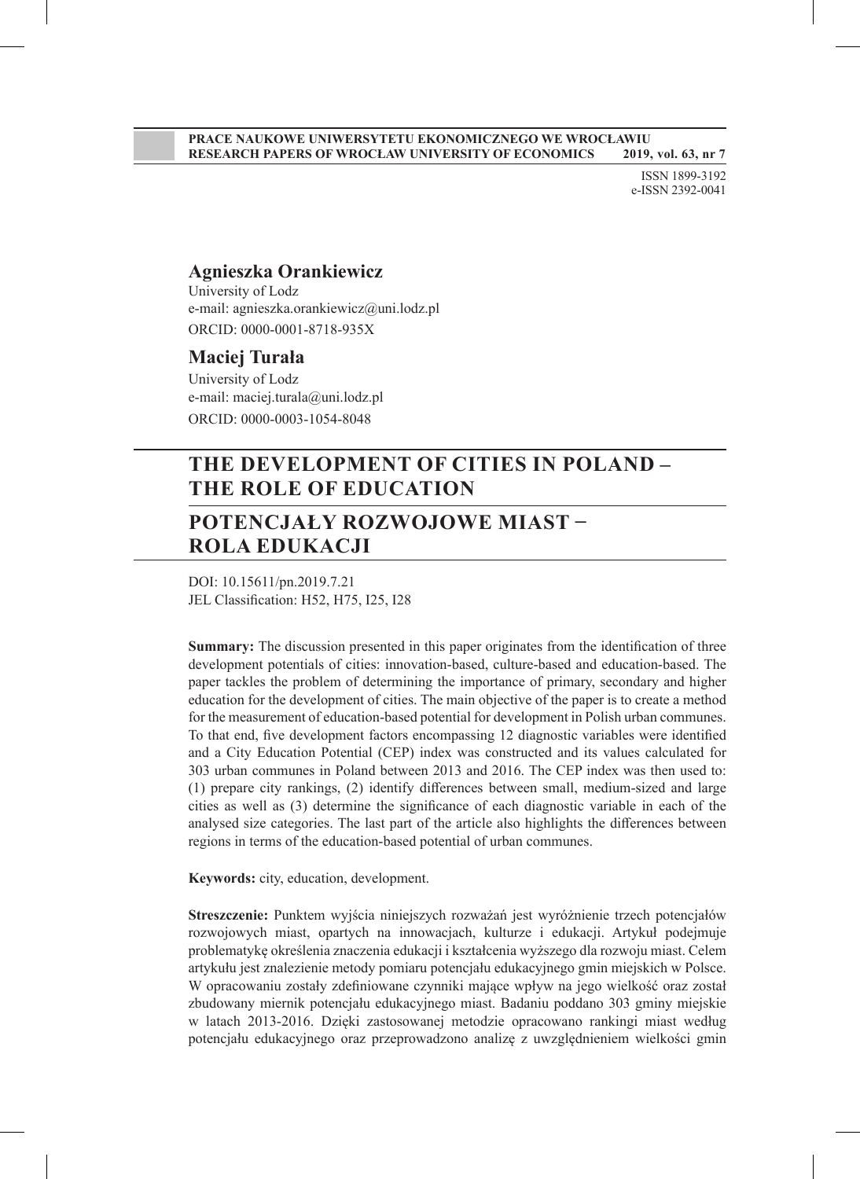**PRACE NAUKOWE UNIWERSYTETU EKONOMICZNEGO WE WROCŁAWIU**
**RESEARCH PAPERS OF WROCŁAW UNIVERSITY OF ECONOMICS 2019, vol. 63, nr 7**

ISSN 1899-3192
e-ISSN 2392-0041

**Agnieszka Orankiewicz**
University of Lodz
e-mail: agnieszka.orankiewicz@uni.lodz.pl
ORCID: 0000-0001-8718-935X

**Maciej Turała**
University of Lodz
e-mail: maciej.turala@uni.lodz.pl
ORCID: 0000-0003-1054-8048

# THE DEVELOPMENT OF CITIES IN POLAND – THE ROLE OF EDUCATION

# POTENCJAŁY ROZWOJOWE MIAST – ROLA EDUKACJI

DOI: 10.15611/pn.2019.7.21
JEL Classification: H52, H75, I25, I28

**Summary:** The discussion presented in this paper originates from the identification of three development potentials of cities: innovation-based, culture-based and education-based. The paper tackles the problem of determining the importance of primary, secondary and higher education for the development of cities. The main objective of the paper is to create a method for the measurement of education-based potential for development in Polish urban communes. To that end, five development factors encompassing 12 diagnostic variables were identified and a City Education Potential (CEP) index was constructed and its values calculated for 303 urban communes in Poland between 2013 and 2016. The CEP index was then used to: (1) prepare city rankings, (2) identify differences between small, medium-sized and large cities as well as (3) determine the significance of each diagnostic variable in each of the analysed size categories. The last part of the article also highlights the differences between regions in terms of the education-based potential of urban communes.

**Keywords:** city, education, development.

**Streszczenie:** Punktem wyjścia niniejszych rozważań jest wyróżnienie trzech potencjałów rozwojowych miast, opartych na innowacjach, kulturze i edukacji. Artykuł podejmuje problematykę określenia znaczenia edukacji i kształcenia wyższego dla rozwoju miast. Celem artykułu jest znalezienie metody pomiaru potencjału edukacyjnego gmin miejskich w Polsce. W opracowaniu zostały zdefiniowane czynniki mające wpływ na jego wielkość oraz został zbudowany miernik potencjału edukacyjnego miast. Badaniu poddano 303 gminy miejskie w latach 2013-2016. Dzięki zastosowanej metodzie opracowano rankingi miast według potencjału edukacyjnego oraz przeprowadzono analizę z uwzględnieniem wielkości gmin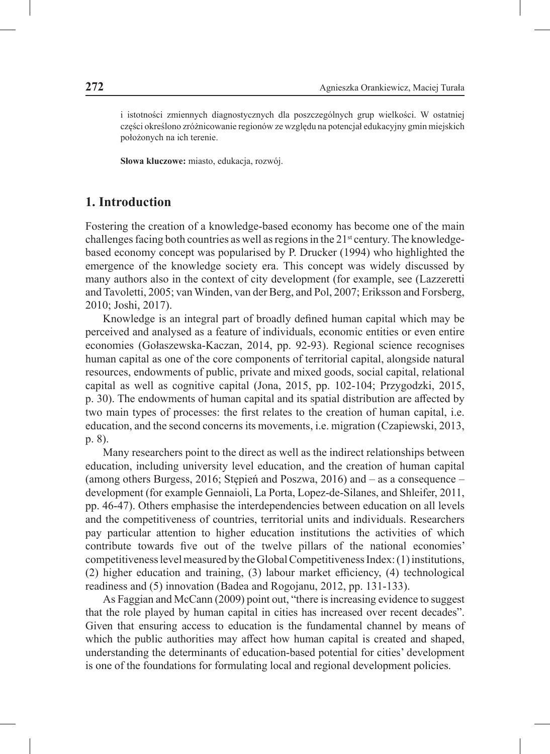i istotności zmiennych diagnostycznych dla poszczególnych grup wielkości. W ostatniej części określono zróżnicowanie regionów ze względu na potencjał edukacyjny gmin miejskich położonych na ich terenie.

**Słowa kluczowe:** miasto, edukacja, rozwój.

## 1. Introduction

Fostering the creation of a knowledge-based economy has become one of the main challenges facing both countries as well as regions in the 21st century. The knowledge-based economy concept was popularised by P. Drucker (1994) who highlighted the emergence of the knowledge society era. This concept was widely discussed by many authors also in the context of city development (for example, see (Lazzeretti and Tavoletti, 2005; van Winden, van der Berg, and Pol, 2007; Eriksson and Forsberg, 2010; Joshi, 2017).

Knowledge is an integral part of broadly defined human capital which may be perceived and analysed as a feature of individuals, economic entities or even entire economies (Gołaszewska-Kaczan, 2014, pp. 92-93). Regional science recognises human capital as one of the core components of territorial capital, alongside natural resources, endowments of public, private and mixed goods, social capital, relational capital as well as cognitive capital (Jona, 2015, pp. 102-104; Przygodzki, 2015, p. 30). The endowments of human capital and its spatial distribution are affected by two main types of processes: the first relates to the creation of human capital, i.e. education, and the second concerns its movements, i.e. migration (Czapiewski, 2013, p. 8).

Many researchers point to the direct as well as the indirect relationships between education, including university level education, and the creation of human capital (among others Burgess, 2016; Stępień and Poszwa, 2016) and – as a consequence – development (for example Gennaioli, La Porta, Lopez-de-Silanes, and Shleifer, 2011, pp. 46-47). Others emphasise the interdependencies between education on all levels and the competitiveness of countries, territorial units and individuals. Researchers pay particular attention to higher education institutions the activities of which contribute towards five out of the twelve pillars of the national economies' competitiveness level measured by the Global Competitiveness Index: (1) institutions, (2) higher education and training, (3) labour market efficiency, (4) technological readiness and (5) innovation (Badea and Rogojanu, 2012, pp. 131-133).

As Faggian and McCann (2009) point out, "there is increasing evidence to suggest that the role played by human capital in cities has increased over recent decades". Given that ensuring access to education is the fundamental channel by means of which the public authorities may affect how human capital is created and shaped, understanding the determinants of education-based potential for cities' development is one of the foundations for formulating local and regional development policies.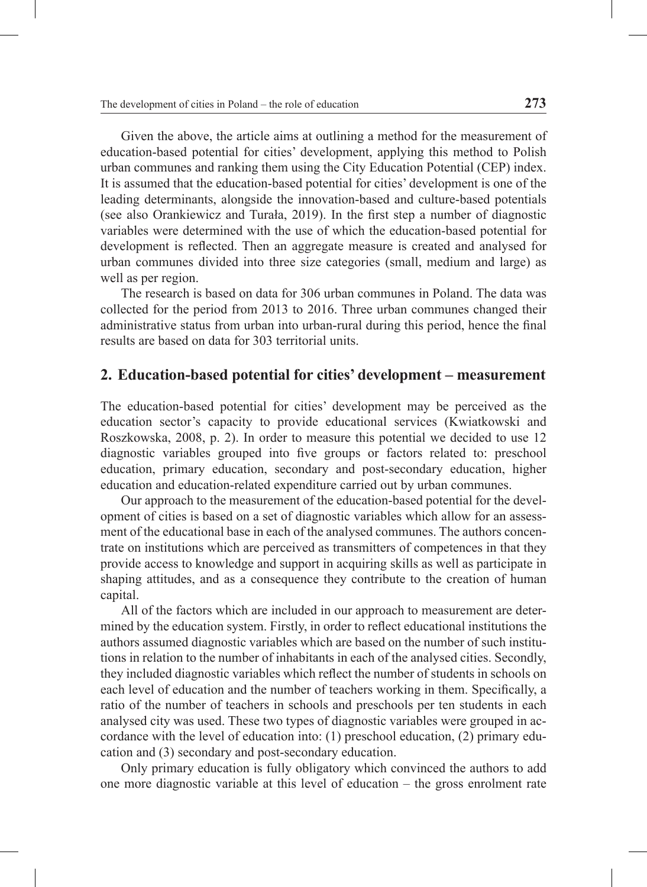Given the above, the article aims at outlining a method for the measurement of education-based potential for cities' development, applying this method to Polish urban communes and ranking them using the City Education Potential (CEP) index. It is assumed that the education-based potential for cities' development is one of the leading determinants, alongside the innovation-based and culture-based potentials (see also Orankiewicz and Turała, 2019). In the first step a number of diagnostic variables were determined with the use of which the education-based potential for development is reflected. Then an aggregate measure is created and analysed for urban communes divided into three size categories (small, medium and large) as well as per region.

The research is based on data for 306 urban communes in Poland. The data was collected for the period from 2013 to 2016. Three urban communes changed their administrative status from urban into urban-rural during this period, hence the final results are based on data for 303 territorial units.

## 2. Education-based potential for cities' development – measurement

The education-based potential for cities' development may be perceived as the education sector's capacity to provide educational services (Kwiatkowski and Roszkowska, 2008, p. 2). In order to measure this potential we decided to use 12 diagnostic variables grouped into five groups or factors related to: preschool education, primary education, secondary and post-secondary education, higher education and education-related expenditure carried out by urban communes.

Our approach to the measurement of the education-based potential for the development of cities is based on a set of diagnostic variables which allow for an assessment of the educational base in each of the analysed communes. The authors concentrate on institutions which are perceived as transmitters of competences in that they provide access to knowledge and support in acquiring skills as well as participate in shaping attitudes, and as a consequence they contribute to the creation of human capital.

All of the factors which are included in our approach to measurement are determined by the education system. Firstly, in order to reflect educational institutions the authors assumed diagnostic variables which are based on the number of such institutions in relation to the number of inhabitants in each of the analysed cities. Secondly, they included diagnostic variables which reflect the number of students in schools on each level of education and the number of teachers working in them. Specifically, a ratio of the number of teachers in schools and preschools per ten students in each analysed city was used. These two types of diagnostic variables were grouped in accordance with the level of education into: (1) preschool education, (2) primary education and (3) secondary and post-secondary education.

Only primary education is fully obligatory which convinced the authors to add one more diagnostic variable at this level of education – the gross enrolment rate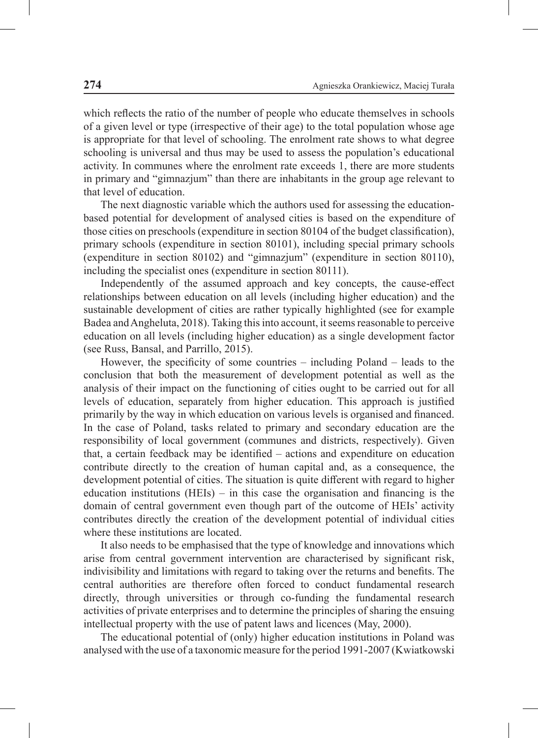which reflects the ratio of the number of people who educate themselves in schools of a given level or type (irrespective of their age) to the total population whose age is appropriate for that level of schooling. The enrolment rate shows to what degree schooling is universal and thus may be used to assess the population's educational activity. In communes where the enrolment rate exceeds 1, there are more students in primary and "gimnazjum" than there are inhabitants in the group age relevant to that level of education.

The next diagnostic variable which the authors used for assessing the education-based potential for development of analysed cities is based on the expenditure of those cities on preschools (expenditure in section 80104 of the budget classification), primary schools (expenditure in section 80101), including special primary schools (expenditure in section 80102) and "gimnazjum" (expenditure in section 80110), including the specialist ones (expenditure in section 80111).

Independently of the assumed approach and key concepts, the cause-effect relationships between education on all levels (including higher education) and the sustainable development of cities are rather typically highlighted (see for example Badea and Angheluta, 2018). Taking this into account, it seems reasonable to perceive education on all levels (including higher education) as a single development factor (see Russ, Bansal, and Parrillo, 2015).

However, the specificity of some countries – including Poland – leads to the conclusion that both the measurement of development potential as well as the analysis of their impact on the functioning of cities ought to be carried out for all levels of education, separately from higher education. This approach is justified primarily by the way in which education on various levels is organised and financed. In the case of Poland, tasks related to primary and secondary education are the responsibility of local government (communes and districts, respectively). Given that, a certain feedback may be identified – actions and expenditure on education contribute directly to the creation of human capital and, as a consequence, the development potential of cities. The situation is quite different with regard to higher education institutions (HEIs) – in this case the organisation and financing is the domain of central government even though part of the outcome of HEIs' activity contributes directly the creation of the development potential of individual cities where these institutions are located.

It also needs to be emphasised that the type of knowledge and innovations which arise from central government intervention are characterised by significant risk, indivisibility and limitations with regard to taking over the returns and benefits. The central authorities are therefore often forced to conduct fundamental research directly, through universities or through co-funding the fundamental research activities of private enterprises and to determine the principles of sharing the ensuing intellectual property with the use of patent laws and licences (May, 2000).

The educational potential of (only) higher education institutions in Poland was analysed with the use of a taxonomic measure for the period 1991-2007 (Kwiatkowski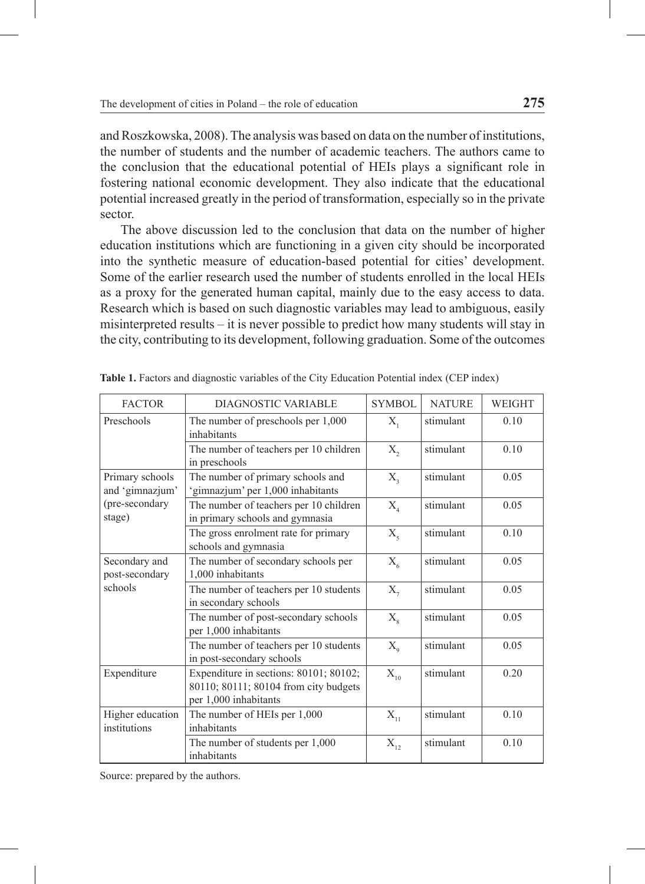and Roszkowska, 2008). The analysis was based on data on the number of institutions, the number of students and the number of academic teachers. The authors came to the conclusion that the educational potential of HEIs plays a significant role in fostering national economic development. They also indicate that the educational potential increased greatly in the period of transformation, especially so in the private sector.

The above discussion led to the conclusion that data on the number of higher education institutions which are functioning in a given city should be incorporated into the synthetic measure of education-based potential for cities' development. Some of the earlier research used the number of students enrolled in the local HEIs as a proxy for the generated human capital, mainly due to the easy access to data. Research which is based on such diagnostic variables may lead to ambiguous, easily misinterpreted results – it is never possible to predict how many students will stay in the city, contributing to its development, following graduation. Some of the outcomes

**Table 1.** Factors and diagnostic variables of the City Education Potential index (CEP index)

| FACTOR | DIAGNOSTIC VARIABLE | SYMBOL | NATURE | WEIGHT |
|---|---|---|---|---|
| Preschools | The number of preschools per 1,000 inhabitants | $X_1$ | stimulant | 0.10 |
| | The number of teachers per 10 children in preschools | $X_2$ | stimulant | 0.10 |
| Primary schools and 'gimnazjum' (pre-secondary stage) | The number of primary schools and 'gimnazjum' per 1,000 inhabitants | $X_3$ | stimulant | 0.05 |
| | The number of teachers per 10 children in primary schools and gymnasia | $X_4$ | stimulant | 0.05 |
| | The gross enrolment rate for primary schools and gymnasia | $X_5$ | stimulant | 0.10 |
| Secondary and post-secondary schools | The number of secondary schools per 1,000 inhabitants | $X_6$ | stimulant | 0.05 |
| | The number of teachers per 10 students in secondary schools | $X_7$ | stimulant | 0.05 |
| | The number of post-secondary schools per 1,000 inhabitants | $X_8$ | stimulant | 0.05 |
| | The number of teachers per 10 students in post-secondary schools | $X_9$ | stimulant | 0.05 |
| Expenditure | Expenditure in sections: 80101; 80102; 80110; 80111; 80104 from city budgets per 1,000 inhabitants | $X_{10}$ | stimulant | 0.20 |
| Higher education institutions | The number of HEIs per 1,000 inhabitants | $X_{11}$ | stimulant | 0.10 |
| | The number of students per 1,000 inhabitants | $X_{12}$ | stimulant | 0.10 |

Source: prepared by the authors.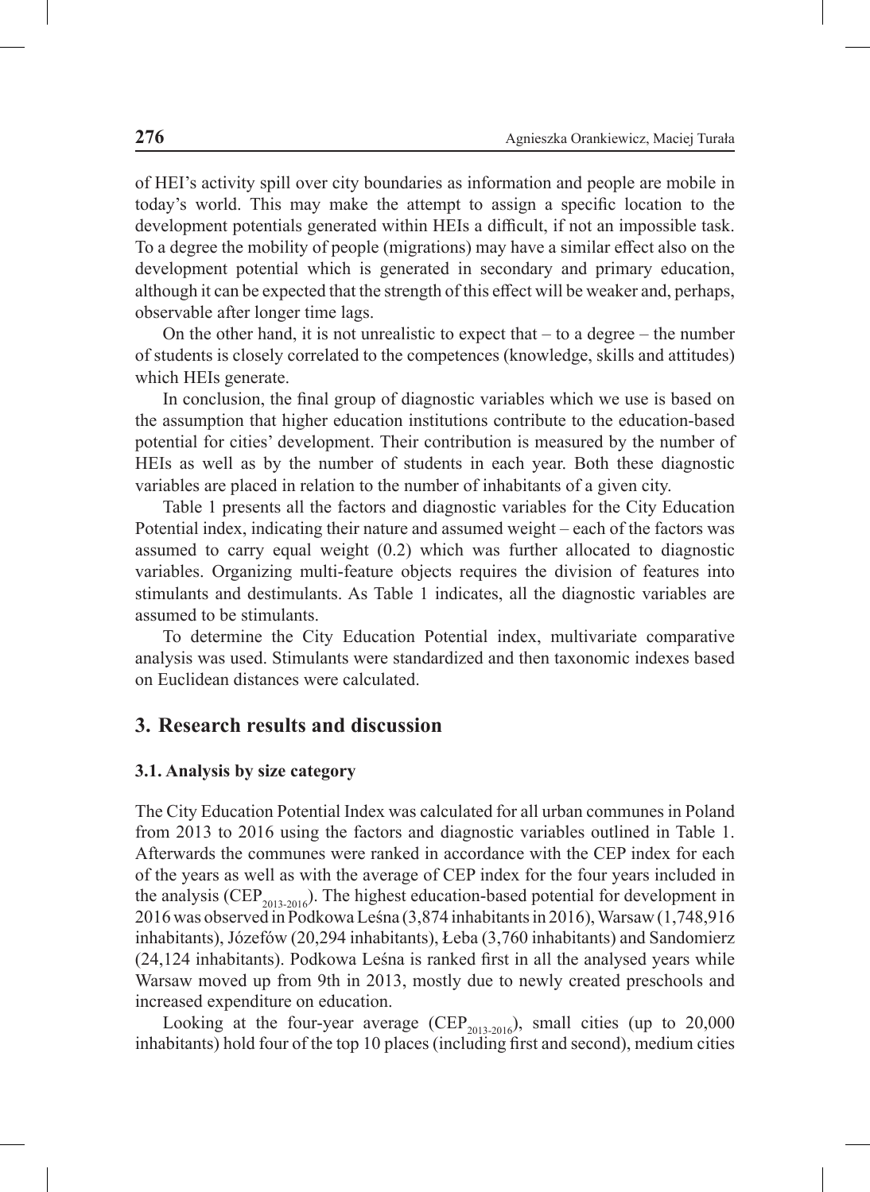of HEI's activity spill over city boundaries as information and people are mobile in today's world. This may make the attempt to assign a specific location to the development potentials generated within HEIs a difficult, if not an impossible task. To a degree the mobility of people (migrations) may have a similar effect also on the development potential which is generated in secondary and primary education, although it can be expected that the strength of this effect will be weaker and, perhaps, observable after longer time lags.

On the other hand, it is not unrealistic to expect that – to a degree – the number of students is closely correlated to the competences (knowledge, skills and attitudes) which HEIs generate.

In conclusion, the final group of diagnostic variables which we use is based on the assumption that higher education institutions contribute to the education-based potential for cities' development. Their contribution is measured by the number of HEIs as well as by the number of students in each year. Both these diagnostic variables are placed in relation to the number of inhabitants of a given city.

Table 1 presents all the factors and diagnostic variables for the City Education Potential index, indicating their nature and assumed weight – each of the factors was assumed to carry equal weight (0.2) which was further allocated to diagnostic variables. Organizing multi-feature objects requires the division of features into stimulants and destimulants. As Table 1 indicates, all the diagnostic variables are assumed to be stimulants.

To determine the City Education Potential index, multivariate comparative analysis was used. Stimulants were standardized and then taxonomic indexes based on Euclidean distances were calculated.

## 3. Research results and discussion

### 3.1. Analysis by size category

The City Education Potential Index was calculated for all urban communes in Poland from 2013 to 2016 using the factors and diagnostic variables outlined in Table 1. Afterwards the communes were ranked in accordance with the CEP index for each of the years as well as with the average of CEP index for the four years included in the analysis ($CEP_{2013\text{-}2016}$). The highest education-based potential for development in 2016 was observed in Podkowa Leśna (3,874 inhabitants in 2016), Warsaw (1,748,916 inhabitants), Józefów (20,294 inhabitants), Łeba (3,760 inhabitants) and Sandomierz (24,124 inhabitants). Podkowa Leśna is ranked first in all the analysed years while Warsaw moved up from 9th in 2013, mostly due to newly created preschools and increased expenditure on education.

Looking at the four-year average ($CEP_{2013\text{-}2016}$), small cities (up to 20,000 inhabitants) hold four of the top 10 places (including first and second), medium cities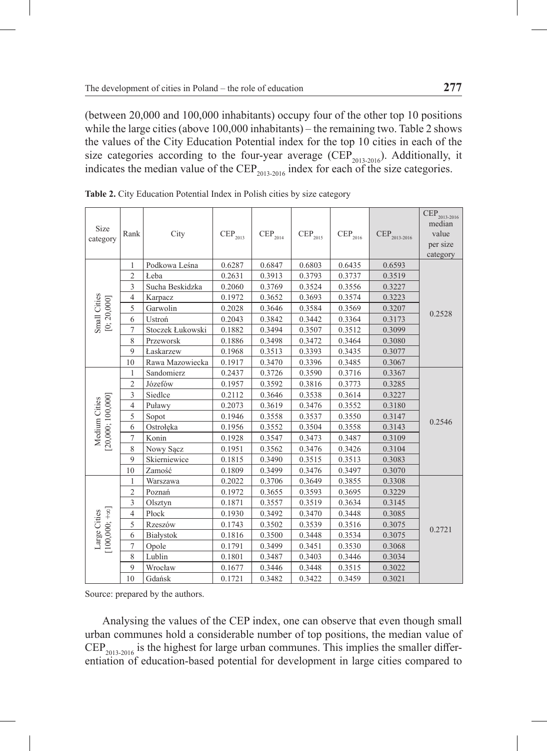(between 20,000 and 100,000 inhabitants) occupy four of the other top 10 positions while the large cities (above 100,000 inhabitants) – the remaining two. Table 2 shows the values of the City Education Potential index for the top 10 cities in each of the size categories according to the four-year average ($CEP_{2013-2016}$). Additionally, it indicates the median value of the $CEP_{2013-2016}$ index for each of the size categories.

**Table 2.** City Education Potential Index in Polish cities by size category

| Size category | Rank | City | $CEP_{2013}$ | $CEP_{2014}$ | $CEP_{2015}$ | $CEP_{2016}$ | $CEP_{2013-2016}$ | $CEP_{2013-2016}$ median value per size category |
|---|---|---|---|---|---|---|---|---|
| Small Cities [0; 20,000] | 1 | Podkowa Leśna | 0.6287 | 0.6847 | 0.6803 | 0.6435 | 0.6593 | 0.2528 |
| | 2 | Łeba | 0.2631 | 0.3913 | 0.3793 | 0.3737 | 0.3519 | |
| | 3 | Sucha Beskidzka | 0.2060 | 0.3769 | 0.3524 | 0.3556 | 0.3227 | |
| | 4 | Karpacz | 0.1972 | 0.3652 | 0.3693 | 0.3574 | 0.3223 | |
| | 5 | Garwolin | 0.2028 | 0.3646 | 0.3584 | 0.3569 | 0.3207 | |
| | 6 | Ustroń | 0.2043 | 0.3842 | 0.3442 | 0.3364 | 0.3173 | |
| | 7 | Stoczek Łukowski | 0.1882 | 0.3494 | 0.3507 | 0.3512 | 0.3099 | |
| | 8 | Przeworsk | 0.1886 | 0.3498 | 0.3472 | 0.3464 | 0.3080 | |
| | 9 | Łaskarzew | 0.1968 | 0.3513 | 0.3393 | 0.3435 | 0.3077 | |
| | 10 | Rawa Mazowiecka | 0.1917 | 0.3470 | 0.3396 | 0.3485 | 0.3067 | |
| Medium Cities [20,000; 100,000] | 1 | Sandomierz | 0.2437 | 0.3726 | 0.3590 | 0.3716 | 0.3367 | 0.2546 |
| | 2 | Józefów | 0.1957 | 0.3592 | 0.3816 | 0.3773 | 0.3285 | |
| | 3 | Siedlce | 0.2112 | 0.3646 | 0.3538 | 0.3614 | 0.3227 | |
| | 4 | Puławy | 0.2073 | 0.3619 | 0.3476 | 0.3552 | 0.3180 | |
| | 5 | Sopot | 0.1946 | 0.3558 | 0.3537 | 0.3550 | 0.3147 | |
| | 6 | Ostrołęka | 0.1956 | 0.3552 | 0.3504 | 0.3558 | 0.3143 | |
| | 7 | Konin | 0.1928 | 0.3547 | 0.3473 | 0.3487 | 0.3109 | |
| | 8 | Nowy Sącz | 0.1951 | 0.3562 | 0.3476 | 0.3426 | 0.3104 | |
| | 9 | Skierniewice | 0.1815 | 0.3490 | 0.3515 | 0.3513 | 0.3083 | |
| | 10 | Zamość | 0.1809 | 0.3499 | 0.3476 | 0.3497 | 0.3070 | |
| Large Cities [100,000; +∞] | 1 | Warszawa | 0.2022 | 0.3706 | 0.3649 | 0.3855 | 0.3308 | 0.2721 |
| | 2 | Poznań | 0.1972 | 0.3655 | 0.3593 | 0.3695 | 0.3229 | |
| | 3 | Olsztyn | 0.1871 | 0.3557 | 0.3519 | 0.3634 | 0.3145 | |
| | 4 | Płock | 0.1930 | 0.3492 | 0.3470 | 0.3448 | 0.3085 | |
| | 5 | Rzeszów | 0.1743 | 0.3502 | 0.3539 | 0.3516 | 0.3075 | |
| | 6 | Białystok | 0.1816 | 0.3500 | 0.3448 | 0.3534 | 0.3075 | |
| | 7 | Opole | 0.1791 | 0.3499 | 0.3451 | 0.3530 | 0.3068 | |
| | 8 | Lublin | 0.1801 | 0.3487 | 0.3403 | 0.3446 | 0.3034 | |
| | 9 | Wrocław | 0.1677 | 0.3446 | 0.3448 | 0.3515 | 0.3022 | |
| | 10 | Gdańsk | 0.1721 | 0.3482 | 0.3422 | 0.3459 | 0.3021 | |

Source: prepared by the authors.

Analysing the values of the CEP index, one can observe that even though small urban communes hold a considerable number of top positions, the median value of $CEP_{2013-2016}$ is the highest for large urban communes. This implies the smaller differentiation of education-based potential for development in large cities compared to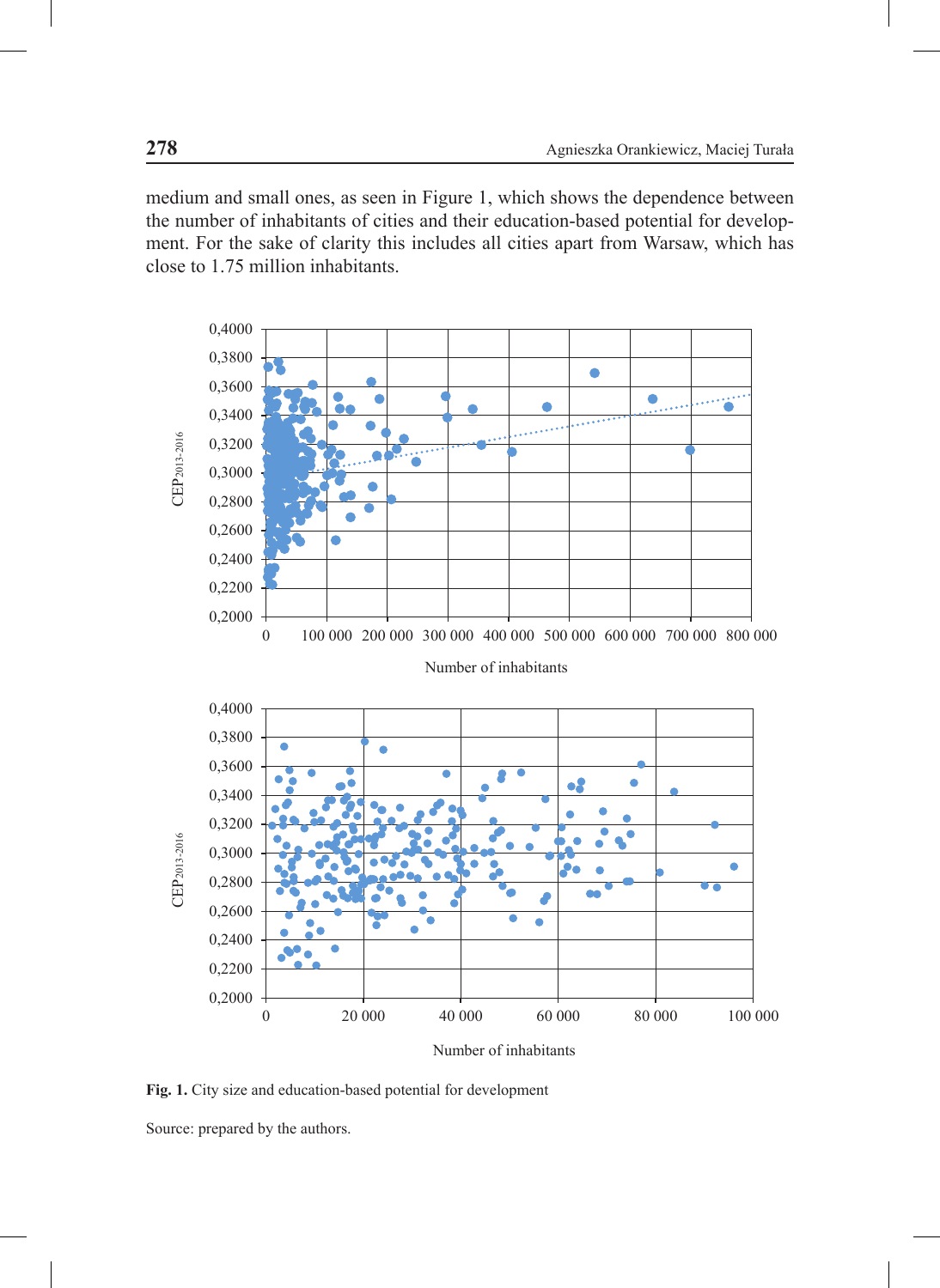medium and small ones, as seen in Figure 1, which shows the dependence between the number of inhabitants of cities and their education-based potential for development. For the sake of clarity this includes all cities apart from Warsaw, which has close to 1.75 million inhabitants.

**Fig. 1.** City size and education-based potential for development

Source: prepared by the authors.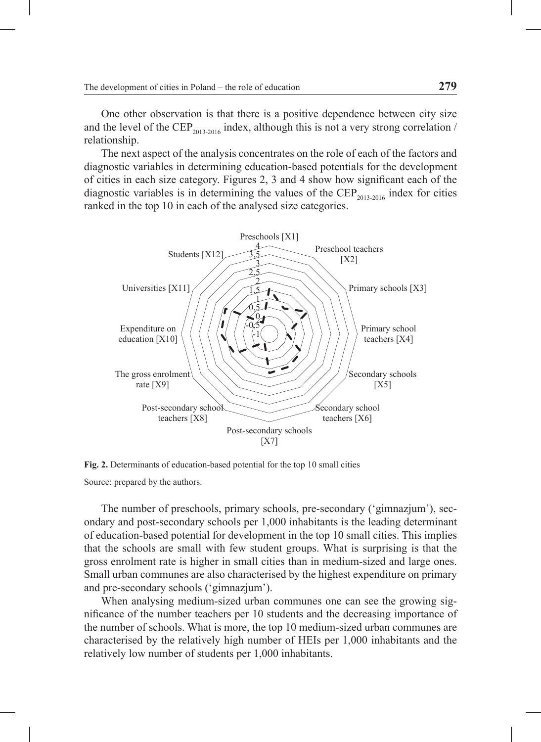One other observation is that there is a positive dependence between city size and the level of the $CEP_{2013-2016}$ index, although this is not a very strong correlation / relationship.

The next aspect of the analysis concentrates on the role of each of the factors and diagnostic variables in determining education-based potentials for the development of cities in each size category. Figures 2, 3 and 4 show how significant each of the diagnostic variables is in determining the values of the $CEP_{2013-2016}$ index for cities ranked in the top 10 in each of the analysed size categories.

**Fig. 2.** Determinants of education-based potential for the top 10 small cities

Source: prepared by the authors.

The number of preschools, primary schools, pre-secondary ('gimnazjum'), secondary and post-secondary schools per 1,000 inhabitants is the leading determinant of education-based potential for development in the top 10 small cities. This implies that the schools are small with few student groups. What is surprising is that the gross enrolment rate is higher in small cities than in medium-sized and large ones. Small urban communes are also characterised by the highest expenditure on primary and pre-secondary schools ('gimnazjum').

When analysing medium-sized urban communes one can see the growing significance of the number teachers per 10 students and the decreasing importance of the number of schools. What is more, the top 10 medium-sized urban communes are characterised by the relatively high number of HEIs per 1,000 inhabitants and the relatively low number of students per 1,000 inhabitants.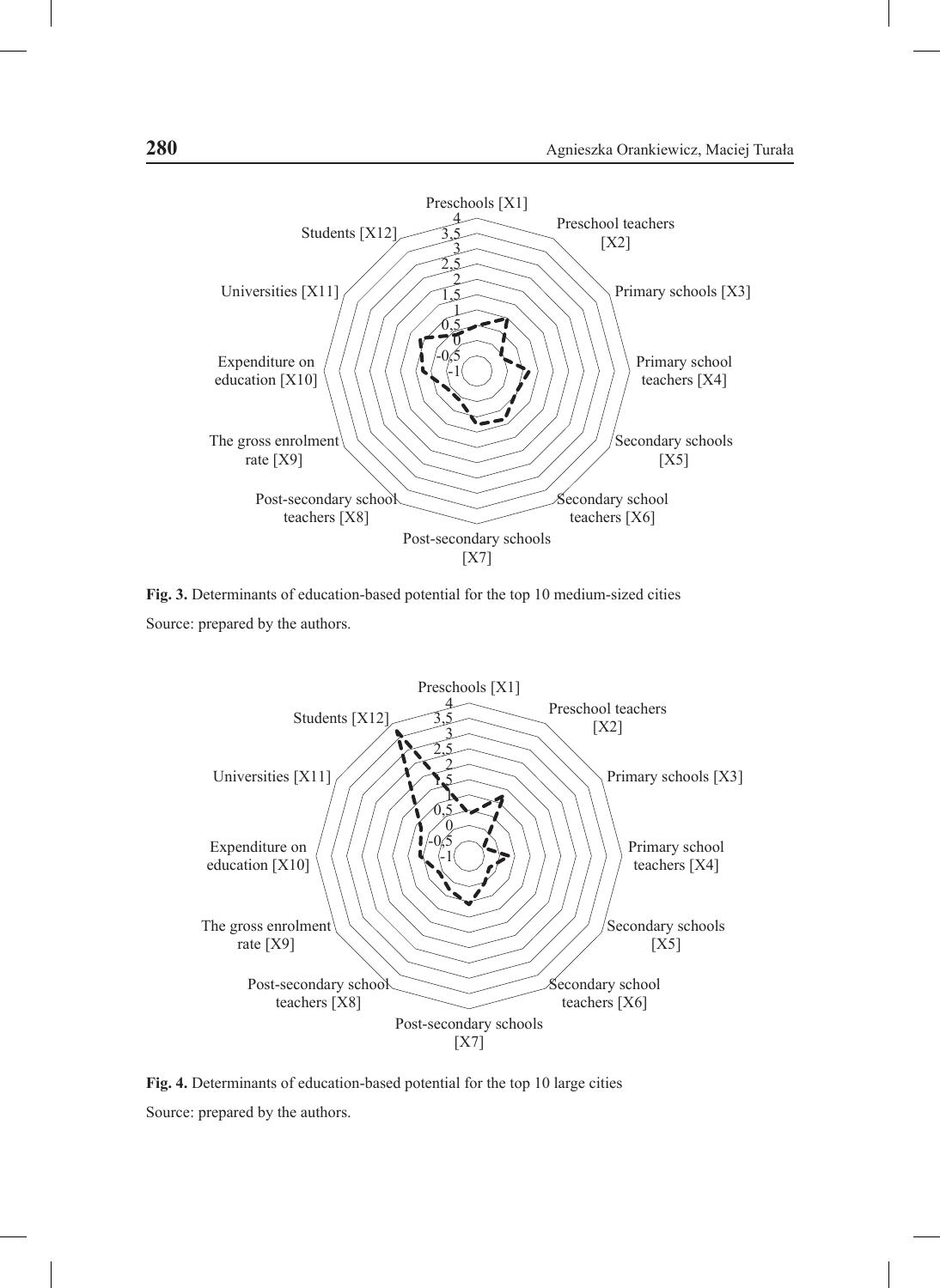Fig. 3. Determinants of education-based potential for the top 10 medium-sized cities

Source: prepared by the authors.

Fig. 4. Determinants of education-based potential for the top 10 large cities

Source: prepared by the authors.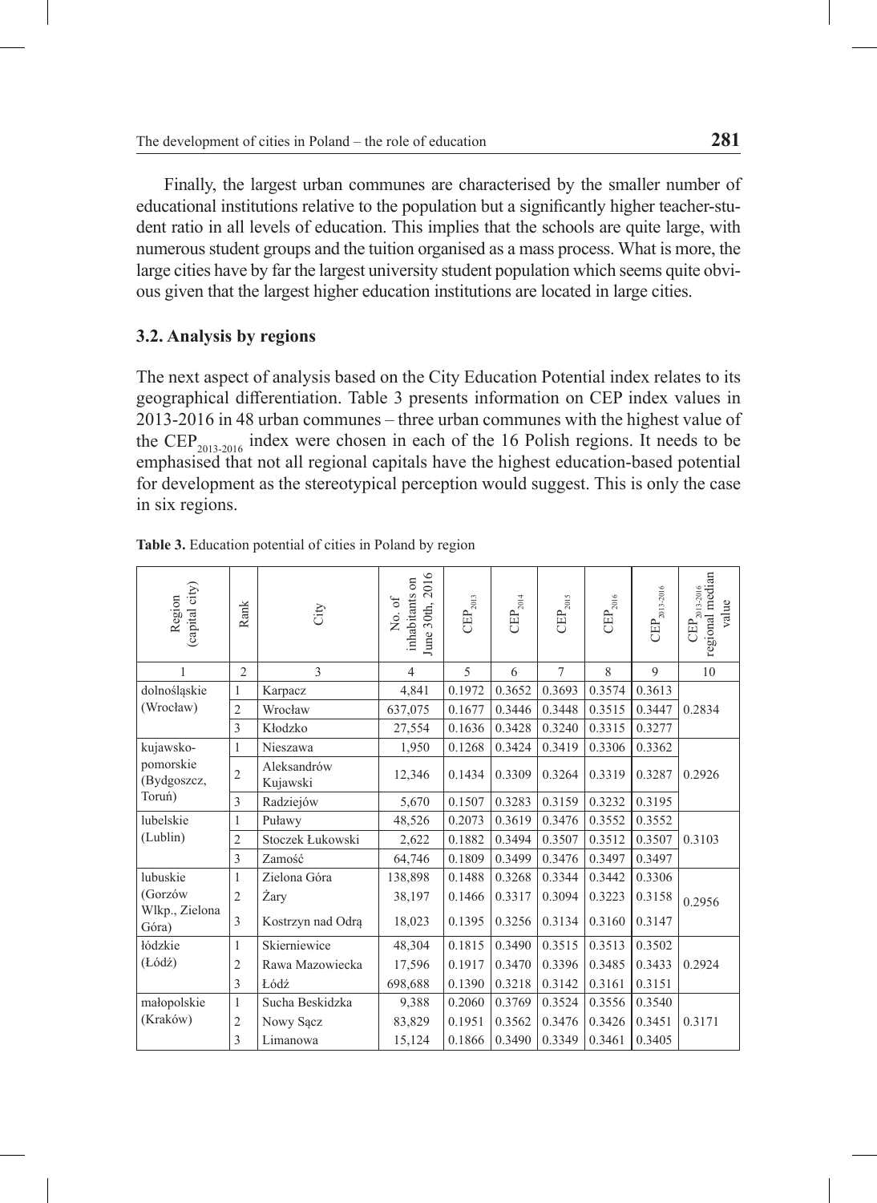Finally, the largest urban communes are characterised by the smaller number of educational institutions relative to the population but a significantly higher teacher-student ratio in all levels of education. This implies that the schools are quite large, with numerous student groups and the tuition organised as a mass process. What is more, the large cities have by far the largest university student population which seems quite obvious given that the largest higher education institutions are located in large cities.

### 3.2. Analysis by regions

The next aspect of analysis based on the City Education Potential index relates to its geographical differentiation. Table 3 presents information on CEP index values in 2013-2016 in 48 urban communes – three urban communes with the highest value of the $CEP_{2013\text{-}2016}$ index were chosen in each of the 16 Polish regions. It needs to be emphasised that not all regional capitals have the highest education-based potential for development as the stereotypical perception would suggest. This is only the case in six regions.

**Table 3.** Education potential of cities in Poland by region

| Region (capital city) | Rank | City | No. of inhabitants on June 30th, 2016 | $CEP_{2013}$ | $CEP_{2014}$ | $CEP_{2015}$ | $CEP_{2016}$ | $CEP_{2013\text{-}2016}$ | $CEP_{2013\text{-}2016}$ regional median value |
|---|---|---|---|---|---|---|---|---|---|
| 1 | 2 | 3 | 4 | 5 | 6 | 7 | 8 | 9 | 10 |
| dolnośląskie (Wrocław) | 1 | Karpacz | 4,841 | 0.1972 | 0.3652 | 0.3693 | 0.3574 | 0.3613 | 0.2834 |
| | 2 | Wrocław | 637,075 | 0.1677 | 0.3446 | 0.3448 | 0.3515 | 0.3447 | |
| | 3 | Kłodzko | 27,554 | 0.1636 | 0.3428 | 0.3240 | 0.3315 | 0.3277 | |
| kujawsko-pomorskie (Bydgoszcz, Toruń) | 1 | Nieszawa | 1,950 | 0.1268 | 0.3424 | 0.3419 | 0.3306 | 0.3362 | 0.2926 |
| | 2 | Aleksandrów Kujawski | 12,346 | 0.1434 | 0.3309 | 0.3264 | 0.3319 | 0.3287 | |
| | 3 | Radziejów | 5,670 | 0.1507 | 0.3283 | 0.3159 | 0.3232 | 0.3195 | |
| lubelskie (Lublin) | 1 | Puławy | 48,526 | 0.2073 | 0.3619 | 0.3476 | 0.3552 | 0.3552 | 0.3103 |
| | 2 | Stoczek Łukowski | 2,622 | 0.1882 | 0.3494 | 0.3507 | 0.3512 | 0.3507 | |
| | 3 | Zamość | 64,746 | 0.1809 | 0.3499 | 0.3476 | 0.3497 | 0.3497 | |
| lubuskie (Gorzów Wlkp., Zielona Góra) | 1 | Zielona Góra | 138,898 | 0.1488 | 0.3268 | 0.3344 | 0.3442 | 0.3306 | 0.2956 |
| | 2 | Żary | 38,197 | 0.1466 | 0.3317 | 0.3094 | 0.3223 | 0.3158 | |
| | 3 | Kostrzyn nad Odrą | 18,023 | 0.1395 | 0.3256 | 0.3134 | 0.3160 | 0.3147 | |
| łódzkie (Łódź) | 1 | Skierniewice | 48,304 | 0.1815 | 0.3490 | 0.3515 | 0.3513 | 0.3502 | 0.2924 |
| | 2 | Rawa Mazowiecka | 17,596 | 0.1917 | 0.3470 | 0.3396 | 0.3485 | 0.3433 | |
| | 3 | Łódź | 698,688 | 0.1390 | 0.3218 | 0.3142 | 0.3161 | 0.3151 | |
| małopolskie (Kraków) | 1 | Sucha Beskidzka | 9,388 | 0.2060 | 0.3769 | 0.3524 | 0.3556 | 0.3540 | 0.3171 |
| | 2 | Nowy Sącz | 83,829 | 0.1951 | 0.3562 | 0.3476 | 0.3426 | 0.3451 | |
| | 3 | Limanowa | 15,124 | 0.1866 | 0.3490 | 0.3349 | 0.3461 | 0.3405 | |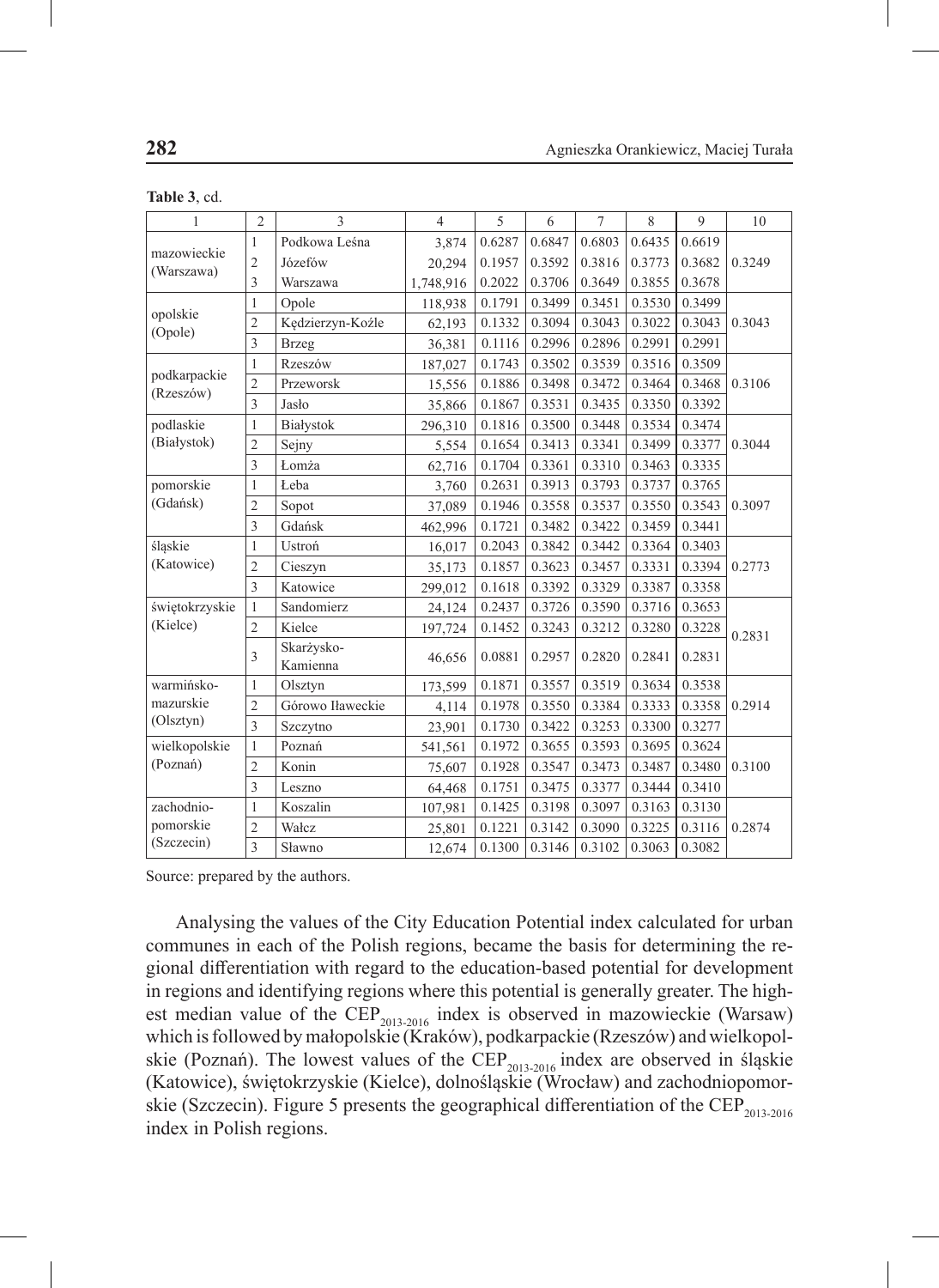**Table 3**, cd.

| 1 | 2 | 3 | 4 | 5 | 6 | 7 | 8 | 9 | 10 |
|---|---|---|---|---|---|---|---|---|---|
| mazowieckie (Warszawa) | 1 | Podkowa Leśna | 3,874 | 0.6287 | 0.6847 | 0.6803 | 0.6435 | 0.6619 | 0.3249 |
| | 2 | Józefów | 20,294 | 0.1957 | 0.3592 | 0.3816 | 0.3773 | 0.3682 | |
| | 3 | Warszawa | 1,748,916 | 0.2022 | 0.3706 | 0.3649 | 0.3855 | 0.3678 | |
| opolskie (Opole) | 1 | Opole | 118,938 | 0.1791 | 0.3499 | 0.3451 | 0.3530 | 0.3499 | 0.3043 |
| | 2 | Kędzierzyn-Koźle | 62,193 | 0.1332 | 0.3094 | 0.3043 | 0.3022 | 0.3043 | |
| | 3 | Brzeg | 36,381 | 0.1116 | 0.2996 | 0.2896 | 0.2991 | 0.2991 | |
| podkarpackie (Rzeszów) | 1 | Rzeszów | 187,027 | 0.1743 | 0.3502 | 0.3539 | 0.3516 | 0.3509 | 0.3106 |
| | 2 | Przeworsk | 15,556 | 0.1886 | 0.3498 | 0.3472 | 0.3464 | 0.3468 | |
| | 3 | Jasło | 35,866 | 0.1867 | 0.3531 | 0.3435 | 0.3350 | 0.3392 | |
| podlaskie (Białystok) | 1 | Białystok | 296,310 | 0.1816 | 0.3500 | 0.3448 | 0.3534 | 0.3474 | 0.3044 |
| | 2 | Sejny | 5,554 | 0.1654 | 0.3413 | 0.3341 | 0.3499 | 0.3377 | |
| | 3 | Łomża | 62,716 | 0.1704 | 0.3361 | 0.3310 | 0.3463 | 0.3335 | |
| pomorskie (Gdańsk) | 1 | Łeba | 3,760 | 0.2631 | 0.3913 | 0.3793 | 0.3737 | 0.3765 | 0.3097 |
| | 2 | Sopot | 37,089 | 0.1946 | 0.3558 | 0.3537 | 0.3550 | 0.3543 | |
| | 3 | Gdańsk | 462,996 | 0.1721 | 0.3482 | 0.3422 | 0.3459 | 0.3441 | |
| śląskie (Katowice) | 1 | Ustroń | 16,017 | 0.2043 | 0.3842 | 0.3442 | 0.3364 | 0.3403 | 0.2773 |
| | 2 | Cieszyn | 35,173 | 0.1857 | 0.3623 | 0.3457 | 0.3331 | 0.3394 | |
| | 3 | Katowice | 299,012 | 0.1618 | 0.3392 | 0.3329 | 0.3387 | 0.3358 | |
| świętokrzyskie (Kielce) | 1 | Sandomierz | 24,124 | 0.2437 | 0.3726 | 0.3590 | 0.3716 | 0.3653 | 0.2831 |
| | 2 | Kielce | 197,724 | 0.1452 | 0.3243 | 0.3212 | 0.3280 | 0.3228 | |
| | 3 | Skarżysko-Kamienna | 46,656 | 0.0881 | 0.2957 | 0.2820 | 0.2841 | 0.2831 | |
| warmińsko-mazurskie (Olsztyn) | 1 | Olsztyn | 173,599 | 0.1871 | 0.3557 | 0.3519 | 0.3634 | 0.3538 | 0.2914 |
| | 2 | Górowo Iławeckie | 4,114 | 0.1978 | 0.3550 | 0.3384 | 0.3333 | 0.3358 | |
| | 3 | Szczytno | 23,901 | 0.1730 | 0.3422 | 0.3253 | 0.3300 | 0.3277 | |
| wielkopolskie (Poznań) | 1 | Poznań | 541,561 | 0.1972 | 0.3655 | 0.3593 | 0.3695 | 0.3624 | 0.3100 |
| | 2 | Konin | 75,607 | 0.1928 | 0.3547 | 0.3473 | 0.3487 | 0.3480 | |
| | 3 | Leszno | 64,468 | 0.1751 | 0.3475 | 0.3377 | 0.3444 | 0.3410 | |
| zachodnio-pomorskie (Szczecin) | 1 | Koszalin | 107,981 | 0.1425 | 0.3198 | 0.3097 | 0.3163 | 0.3130 | 0.2874 |
| | 2 | Wałcz | 25,801 | 0.1221 | 0.3142 | 0.3090 | 0.3225 | 0.3116 | |
| | 3 | Sławno | 12,674 | 0.1300 | 0.3146 | 0.3102 | 0.3063 | 0.3082 | |

Source: prepared by the authors.

Analysing the values of the City Education Potential index calculated for urban communes in each of the Polish regions, became the basis for determining the regional differentiation with regard to the education-based potential for development in regions and identifying regions where this potential is generally greater. The highest median value of the $CEP_{2013\text{-}2016}$ index is observed in mazowieckie (Warsaw) which is followed by małopolskie (Kraków), podkarpackie (Rzeszów) and wielkopolskie (Poznań). The lowest values of the $CEP_{2013\text{-}2016}$ index are observed in śląskie (Katowice), świętokrzyskie (Kielce), dolnośląskie (Wrocław) and zachodniopomorskie (Szczecin). Figure 5 presents the geographical differentiation of the $CEP_{2013\text{-}2016}$ index in Polish regions.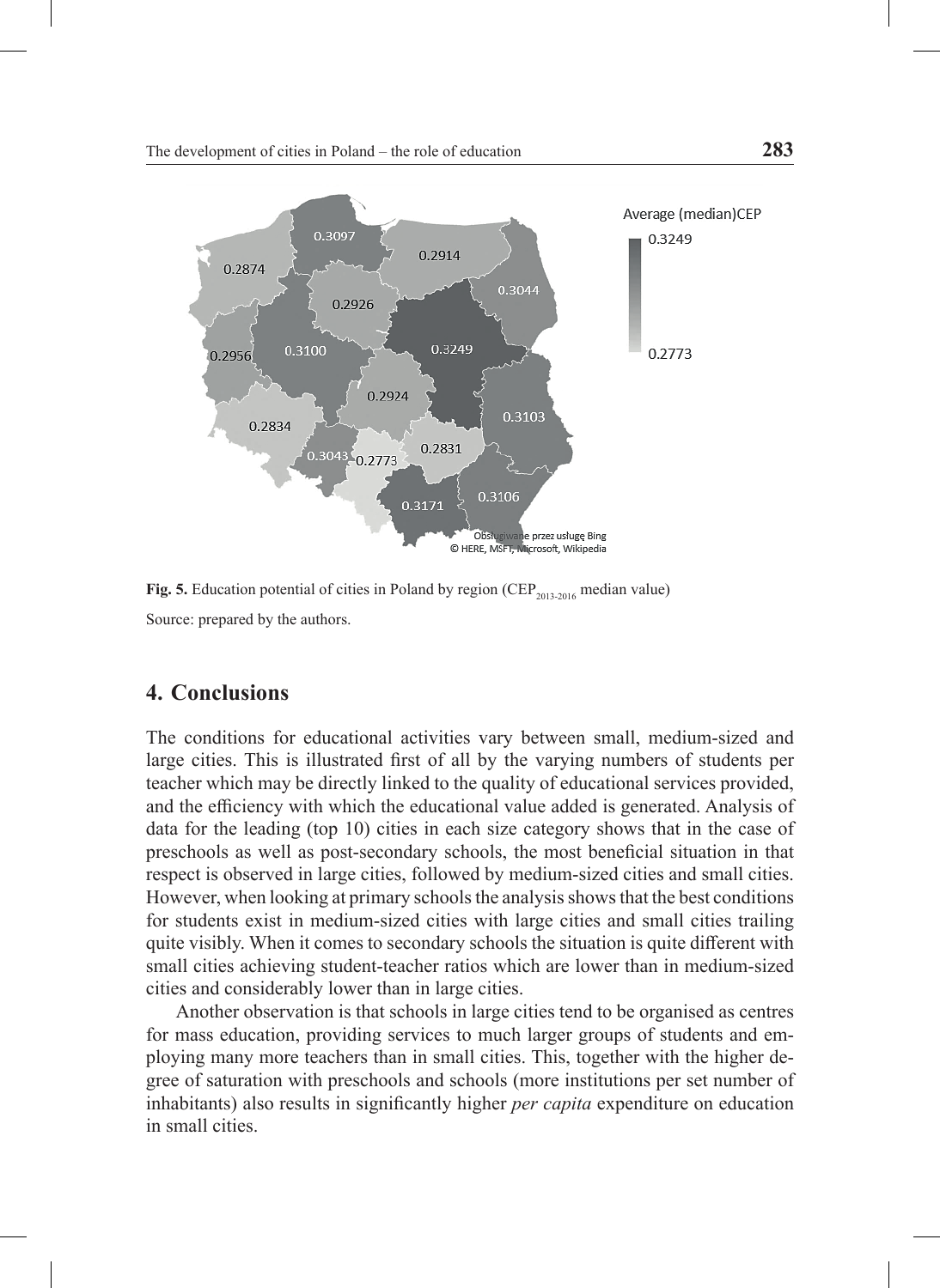**Fig. 5.** Education potential of cities in Poland by region ($CEP_{2013\text{-}2016}$ median value)

Source: prepared by the authors.

## 4. Conclusions

The conditions for educational activities vary between small, medium-sized and large cities. This is illustrated first of all by the varying numbers of students per teacher which may be directly linked to the quality of educational services provided, and the efficiency with which the educational value added is generated. Analysis of data for the leading (top 10) cities in each size category shows that in the case of preschools as well as post-secondary schools, the most beneficial situation in that respect is observed in large cities, followed by medium-sized cities and small cities. However, when looking at primary schools the analysis shows that the best conditions for students exist in medium-sized cities with large cities and small cities trailing quite visibly. When it comes to secondary schools the situation is quite different with small cities achieving student-teacher ratios which are lower than in medium-sized cities and considerably lower than in large cities.

Another observation is that schools in large cities tend to be organised as centres for mass education, providing services to much larger groups of students and employing many more teachers than in small cities. This, together with the higher degree of saturation with preschools and schools (more institutions per set number of inhabitants) also results in significantly higher *per capita* expenditure on education in small cities.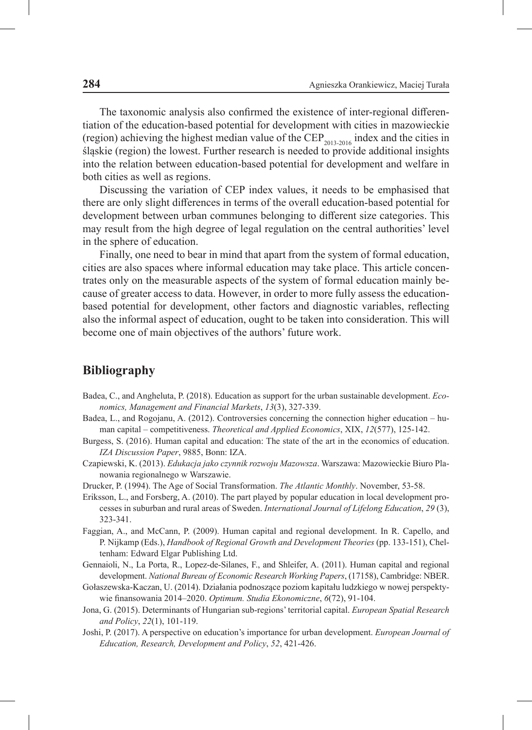The taxonomic analysis also confirmed the existence of inter-regional differentiation of the education-based potential for development with cities in mazowieckie (region) achieving the highest median value of the $CEP_{2013\text{-}2016}$ index and the cities in śląskie (region) the lowest. Further research is needed to provide additional insights into the relation between education-based potential for development and welfare in both cities as well as regions.

Discussing the variation of CEP index values, it needs to be emphasised that there are only slight differences in terms of the overall education-based potential for development between urban communes belonging to different size categories. This may result from the high degree of legal regulation on the central authorities' level in the sphere of education.

Finally, one need to bear in mind that apart from the system of formal education, cities are also spaces where informal education may take place. This article concentrates only on the measurable aspects of the system of formal education mainly because of greater access to data. However, in order to more fully assess the education-based potential for development, other factors and diagnostic variables, reflecting also the informal aspect of education, ought to be taken into consideration. This will become one of main objectives of the authors' future work.

## Bibliography

Badea, C., and Angheluta, P. (2018). Education as support for the urban sustainable development. *Economics, Management and Financial Markets*, *13*(3), 327-339.

Badea, L., and Rogojanu, A. (2012). Controversies concerning the connection higher education – human capital – competitiveness. *Theoretical and Applied Economics*, XIX, *12*(577), 125-142.

Burgess, S. (2016). Human capital and education: The state of the art in the economics of education. *IZA Discussion Paper*, 9885, Bonn: IZA.

Czapiewski, K. (2013). *Edukacja jako czynnik rozwoju Mazowsza*. Warszawa: Mazowieckie Biuro Planowania regionalnego w Warszawie.

Drucker, P. (1994). The Age of Social Transformation. *The Atlantic Monthly*. November, 53-58.

Eriksson, L., and Forsberg, A. (2010). The part played by popular education in local development processes in suburban and rural areas of Sweden. *International Journal of Lifelong Education*, *29* (3), 323-341.

Faggian, A., and McCann, P. (2009). Human capital and regional development. In R. Capello, and P. Nijkamp (Eds.), *Handbook of Regional Growth and Development Theories* (pp. 133-151), Cheltenham: Edward Elgar Publishing Ltd.

Gennaioli, N., La Porta, R., Lopez-de-Silanes, F., and Shleifer, A. (2011). Human capital and regional development. *National Bureau of Economic Research Working Papers*, (17158), Cambridge: NBER.

Gołaszewska-Kaczan, U. (2014). Działania podnoszące poziom kapitału ludzkiego w nowej perspektywie finansowania 2014–2020. *Optimum. Studia Ekonomiczne*, *6*(72), 91-104.

Jona, G. (2015). Determinants of Hungarian sub-regions' territorial capital. *European Spatial Research and Policy*, *22*(1), 101-119.

Joshi, P. (2017). A perspective on education's importance for urban development. *European Journal of Education, Research, Development and Policy*, *52*, 421-426.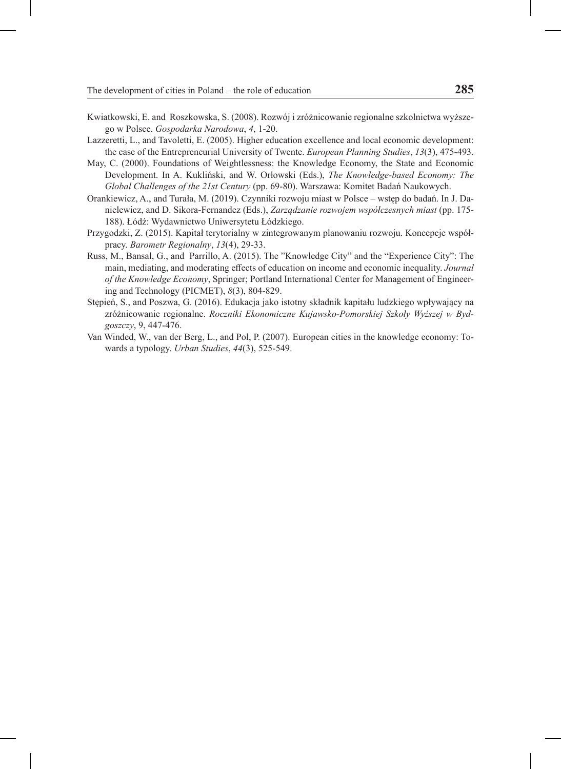Kwiatkowski, E. and Roszkowska, S. (2008). Rozwój i zróżnicowanie regionalne szkolnictwa wyższego w Polsce. *Gospodarka Narodowa*, *4*, 1-20.

Lazzeretti, L., and Tavoletti, E. (2005). Higher education excellence and local economic development: the case of the Entrepreneurial University of Twente. *European Planning Studies*, *13*(3), 475-493.

May, C. (2000). Foundations of Weightlessness: the Knowledge Economy, the State and Economic Development. In A. Kukliński, and W. Orłowski (Eds.), *The Knowledge-based Economy: The Global Challenges of the 21st Century* (pp. 69-80). Warszawa: Komitet Badań Naukowych.

Orankiewicz, A., and Turała, M. (2019). Czynniki rozwoju miast w Polsce – wstęp do badań. In J. Danielewicz, and D. Sikora-Fernandez (Eds.), *Zarządzanie rozwojem współczesnych miast* (pp. 175-188). Łódź: Wydawnictwo Uniwersytetu Łódzkiego.

Przygodzki, Z. (2015). Kapitał terytorialny w zintegrowanym planowaniu rozwoju. Koncepcje współpracy. *Barometr Regionalny*, *13*(4), 29-33.

Russ, M., Bansal, G., and Parrillo, A. (2015). The "Knowledge City" and the "Experience City": The main, mediating, and moderating effects of education on income and economic inequality. *Journal of the Knowledge Economy*, Springer; Portland International Center for Management of Engineering and Technology (PICMET), *8*(3), 804-829.

Stępień, S., and Poszwa, G. (2016). Edukacja jako istotny składnik kapitału ludzkiego wpływający na zróżnicowanie regionalne. *Roczniki Ekonomiczne Kujawsko-Pomorskiej Szkoły Wyższej w Bydgoszczy*, 9, 447-476.

Van Winded, W., van der Berg, L., and Pol, P. (2007). European cities in the knowledge economy: Towards a typology. *Urban Studies*, *44*(3), 525-549.